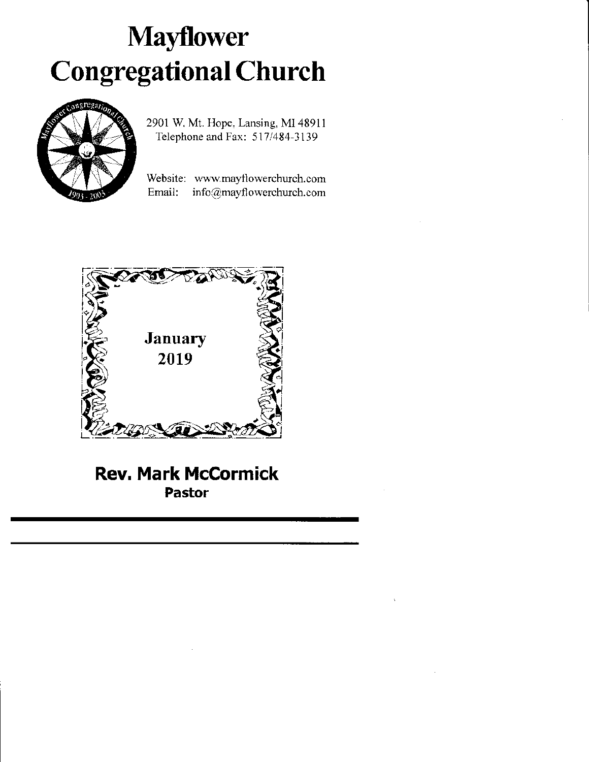# Mayflower Congregational Church

2901 W. Mt. Hope, Lansing, MI 48911
Telephone and Fax: 517/484-3139

Website: www.mayflowerchurch.com
Email: info@mayflowerchurch.com

**January 2019**

**Rev. Mark McCormick**
**Pastor**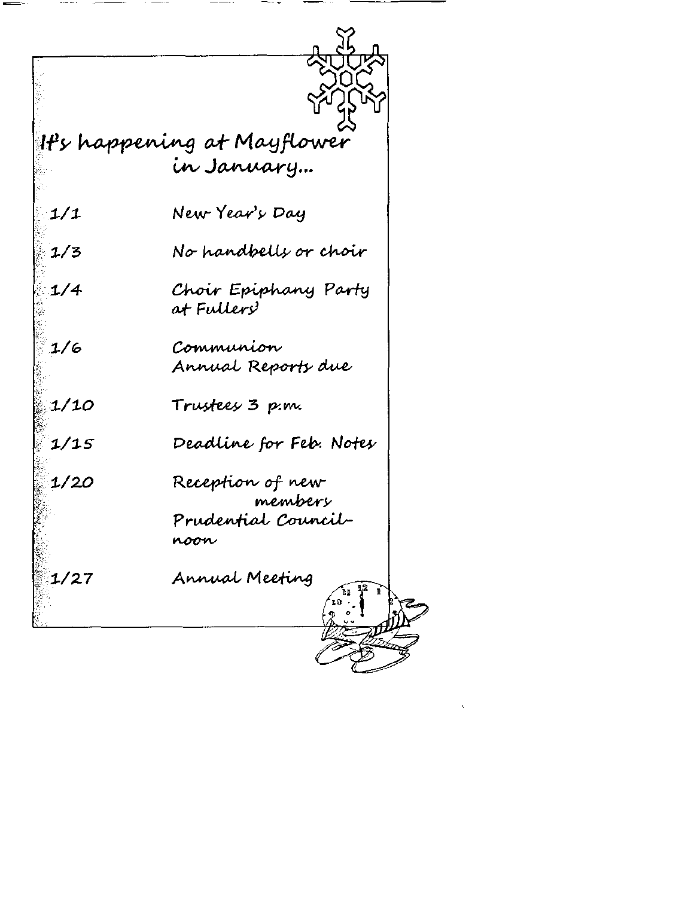# It's happening at Mayflower in January...

| | |
|---|---|
| 1/1 | New Year's Day |
| 1/3 | No handbells or choir |
| 1/4 | Choir Epiphany Party at Fullers' |
| 1/6 | Communion<br>Annual Reports due |
| 1/10 | Trustees 3 p.m. |
| 1/15 | Deadline for Feb. Notes |
| 1/20 | Reception of new members<br>Prudential Council-noon |
| 1/27 | Annual Meeting |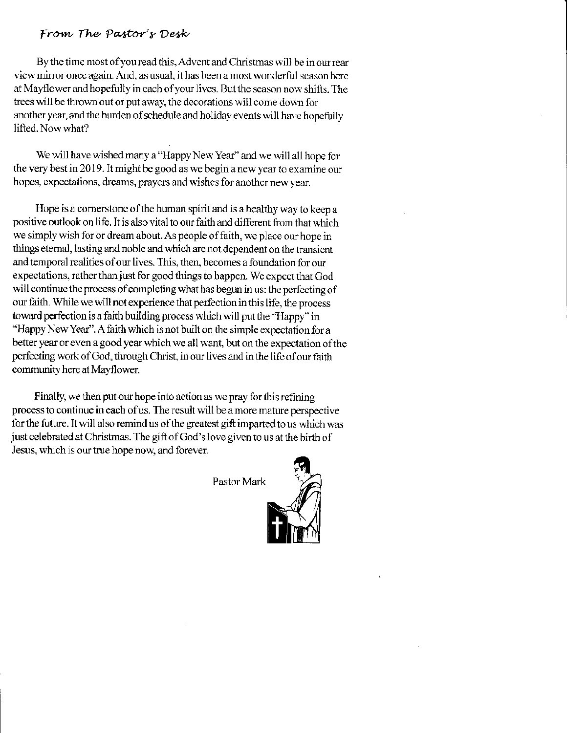## *From The Pastor's Desk*

By the time most of you read this, Advent and Christmas will be in our rear view mirror once again. And, as usual, it has been a most wonderful season here at Mayflower and hopefully in each of your lives. But the season now shifts. The trees will be thrown out or put away, the decorations will come down for another year, and the burden of schedule and holiday events will have hopefully lifted. Now what?

We will have wished many a "Happy New Year" and we will all hope for the very best in 2019. It might be good as we begin a new year to examine our hopes, expectations, dreams, prayers and wishes for another new year.

Hope is a cornerstone of the human spirit and is a healthy way to keep a positive outlook on life. It is also vital to our faith and different from that which we simply wish for or dream about. As people of faith, we place our hope in things eternal, lasting and noble and which are not dependent on the transient and temporal realities of our lives. This, then, becomes a foundation for our expectations, rather than just for good things to happen. We expect that God will continue the process of completing what has begun in us: the perfecting of our faith. While we will not experience that perfection in this life, the process toward perfection is a faith building process which will put the "Happy" in "Happy New Year". A faith which is not built on the simple expectation for a better year or even a good year which we all want, but on the expectation of the perfecting work of God, through Christ, in our lives and in the life of our faith community here at Mayflower.

Finally, we then put our hope into action as we pray for this refining process to continue in each of us. The result will be a more mature perspective for the future. It will also remind us of the greatest gift imparted to us which was just celebrated at Christmas. The gift of God's love given to us at the birth of Jesus, which is our true hope now, and forever.

Pastor Mark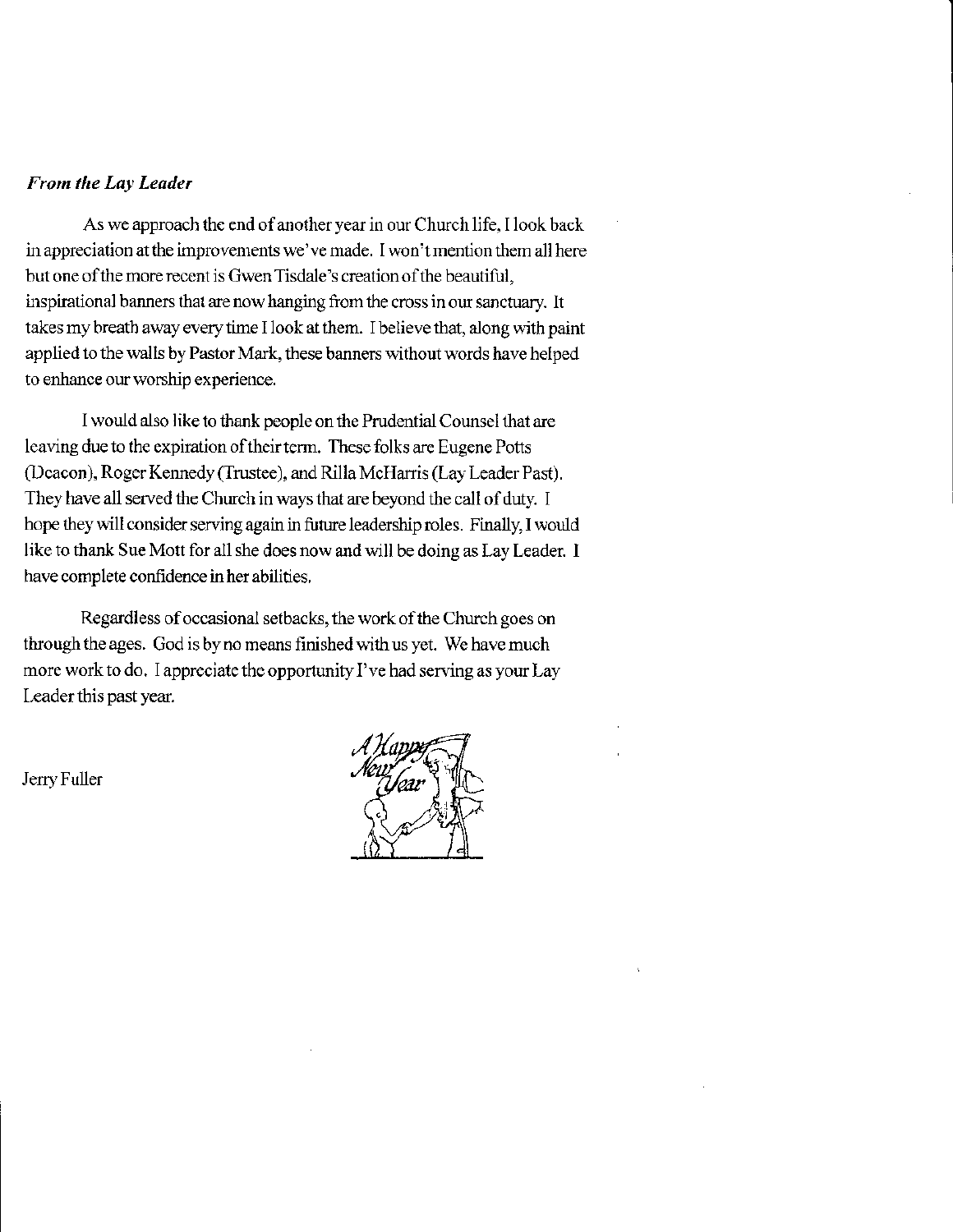***From the Lay Leader***

As we approach the end of another year in our Church life, I look back in appreciation at the improvements we've made. I won't mention them all here but one of the more recent is Gwen Tisdale's creation of the beautiful, inspirational banners that are now hanging from the cross in our sanctuary. It takes my breath away every time I look at them. I believe that, along with paint applied to the walls by Pastor Mark, these banners without words have helped to enhance our worship experience.

I would also like to thank people on the Prudential Counsel that are leaving due to the expiration of their term. These folks are Eugene Potts (Deacon), Roger Kennedy (Trustee), and Rilla McHarris (Lay Leader Past). They have all served the Church in ways that are beyond the call of duty. I hope they will consider serving again in future leadership roles. Finally, I would like to thank Sue Mott for all she does now and will be doing as Lay Leader. I have complete confidence in her abilities.

Regardless of occasional setbacks, the work of the Church goes on through the ages. God is by no means finished with us yet. We have much more work to do. I appreciate the opportunity I've had serving as your Lay Leader this past year.

Jerry Fuller

A Happy New Year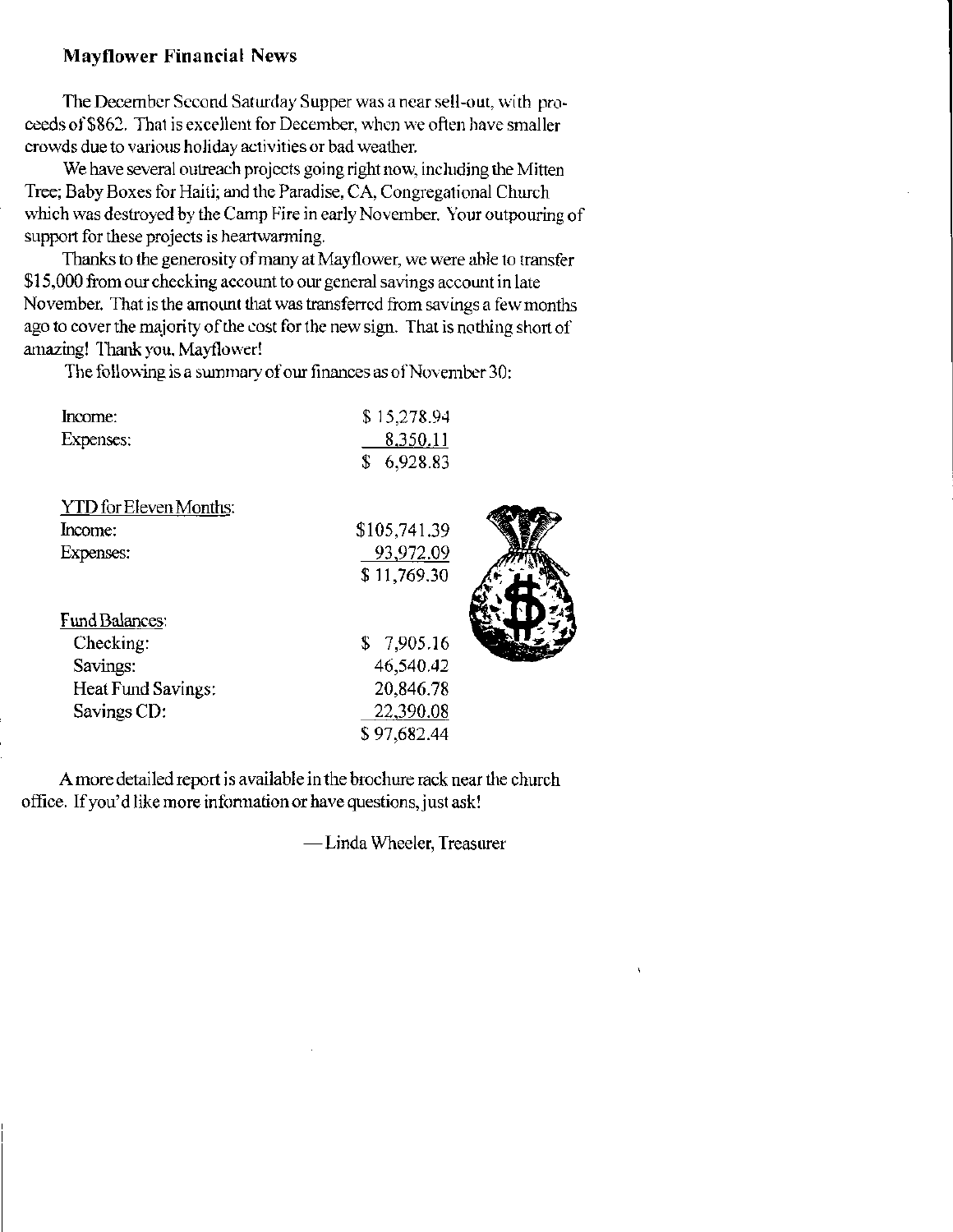## Mayflower Financial News

The December Second Saturday Supper was a near sell-out, with proceeds of $862. That is excellent for December, when we often have smaller crowds due to various holiday activities or bad weather.

We have several outreach projects going right now, including the Mitten Tree; Baby Boxes for Haiti; and the Paradise, CA, Congregational Church which was destroyed by the Camp Fire in early November. Your outpouring of support for these projects is heartwarming.

Thanks to the generosity of many at Mayflower, we were able to transfer $15,000 from our checking account to our general savings account in late November. That is the amount that was transferred from savings a few months ago to cover the majority of the cost for the new sign. That is nothing short of amazing! Thank you, Mayflower!

The following is a summary of our finances as of November 30:

| | |
|---|---|
| Income: | $ 15,278.94 |
| Expenses: | 8,350.11 |
| | $ 6,928.83 |
| | |
| YTD for Eleven Months: | |
| Income: | $105,741.39 |
| Expenses: | 93,972.09 |
| | $ 11,769.30 |
| | |
| Fund Balances: | |
| Checking: | $ 7,905.16 |
| Savings: | 46,540.42 |
| Heat Fund Savings: | 20,846.78 |
| Savings CD: | 22,390.08 |
| | $ 97,682.44 |

A more detailed report is available in the brochure rack near the church office. If you'd like more information or have questions, just ask!

— Linda Wheeler, Treasurer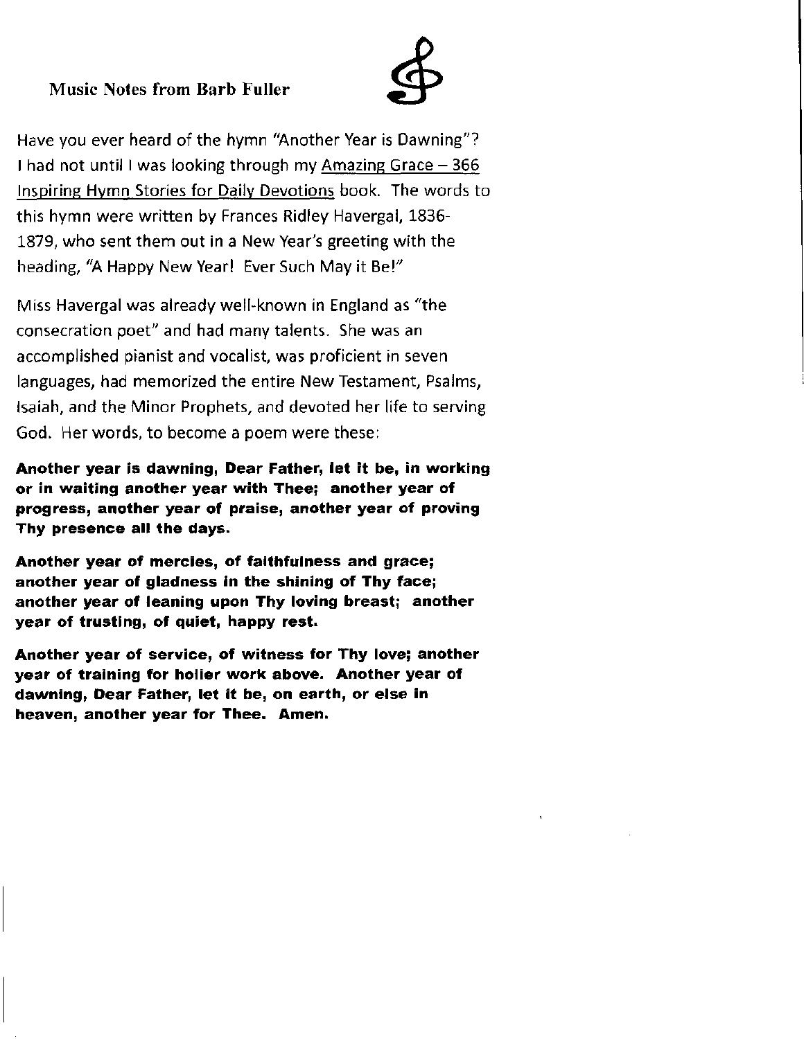## Music Notes from Barb Fuller

Have you ever heard of the hymn "Another Year is Dawning"? I had not until I was looking through my Amazing Grace – 366 Inspiring Hymn Stories for Daily Devotions book. The words to this hymn were written by Frances Ridley Havergal, 1836-1879, who sent them out in a New Year's greeting with the heading, "A Happy New Year! Ever Such May it Be!"

Miss Havergal was already well-known in England as "the consecration poet" and had many talents. She was an accomplished pianist and vocalist, was proficient in seven languages, had memorized the entire New Testament, Psalms, Isaiah, and the Minor Prophets, and devoted her life to serving God. Her words, to become a poem were these:

**Another year is dawning, Dear Father, let it be, in working or in waiting another year with Thee; another year of progress, another year of praise, another year of proving Thy presence all the days.**

**Another year of mercies, of faithfulness and grace; another year of gladness in the shining of Thy face; another year of leaning upon Thy loving breast; another year of trusting, of quiet, happy rest.**

**Another year of service, of witness for Thy love; another year of training for holier work above. Another year of dawning, Dear Father, let it be, on earth, or else in heaven, another year for Thee. Amen.**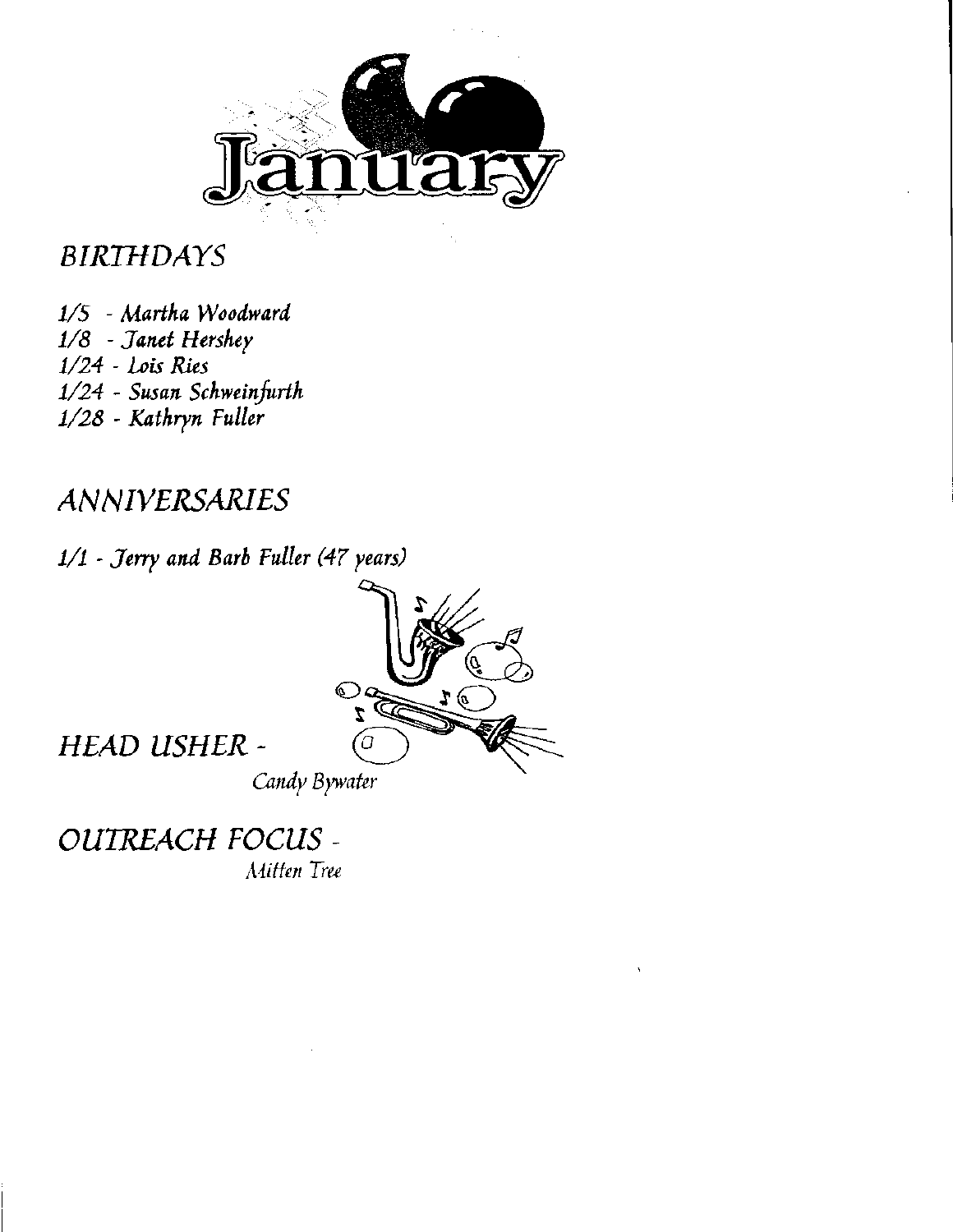# January

## *BIRTHDAYS*

*1/5 - Martha Woodward*
*1/8 - Janet Hershey*
*1/24 - Lois Ries*
*1/24 - Susan Schweinfurth*
*1/28 - Kathryn Fuller*

## *ANNIVERSARIES*

*1/1 - Jerry and Barb Fuller (47 years)*

## *HEAD USHER -*

*Candy Bywater*

## *OUTREACH FOCUS -*

*Mitten Tree*